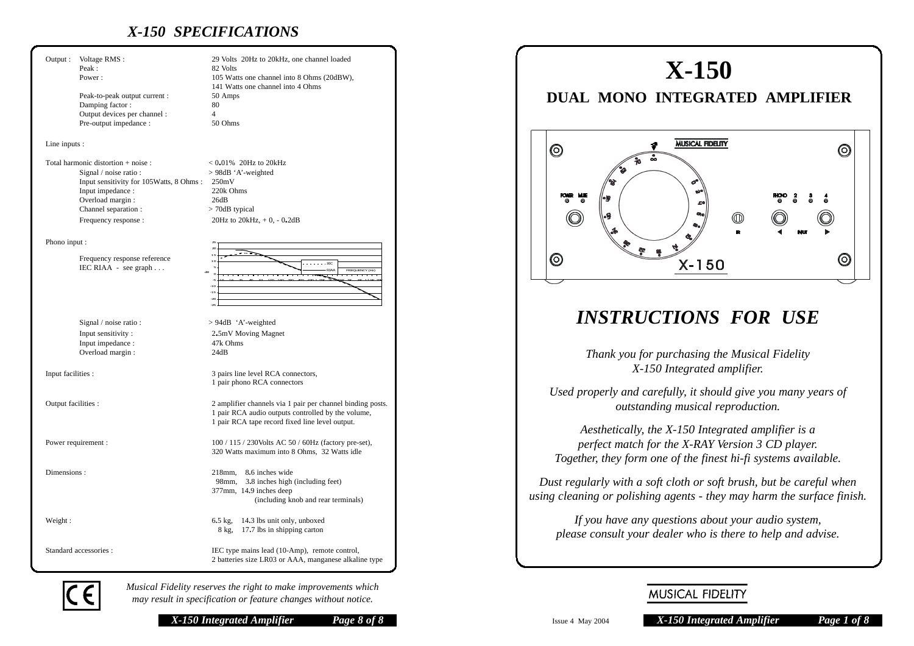# X-150 SPECIFICATIONS

| | | |
|---|---|---|
| Output : | Voltage RMS : | 29 Volts 20Hz to 20kHz, one channel loaded |
| | Peak : | 82 Volts |
| | Power : | 105 Watts one channel into 8 Ohms (20dBW), 141 Watts one channel into 4 Ohms |
| | Peak-to-peak output current : | 50 Amps |
| | Damping factor : | 80 |
| | Output devices per channel : | 4 |
| | Pre-output impedance : | 50 Ohms |

Line inputs :

| | |
|---|---|
| Total harmonic distortion + noise : | < 0.01% 20Hz to 20kHz |
| Signal / noise ratio : | > 98dB 'A'-weighted |
| Input sensitivity for 105Watts, 8 Ohms : | 250mV |
| Input impedance : | 220k Ohms |
| Overload margin : | 26dB |
| Channel separation : | > 70dB typical |
| Frequency response : | 20Hz to 20kHz, + 0, - 0.2dB |

Phono input :

Frequency response reference
IEC RIAA - see graph . . .

| | |
|---|---|
| Signal / noise ratio : | > 94dB 'A'-weighted |
| Input sensitivity : | 2.5mV Moving Magnet |
| Input impedance : | 47k Ohms |
| Overload margin : | 24dB |

| | |
|---|---|
| Input facilities : | 3 pairs line level RCA connectors, 1 pair phono RCA connectors |
| Output facilities : | 2 amplifier channels via 1 pair per channel binding posts. 1 pair RCA audio outputs controlled by the volume, 1 pair RCA tape record fixed line level output. |
| Power requirement : | 100 / 115 / 230Volts AC 50 / 60Hz (factory pre-set), 320 Watts maximum into 8 Ohms, 32 Watts idle |
| Dimensions : | 218mm, 8.6 inches wide; 98mm, 3.8 inches high (including feet); 377mm, 14.9 inches deep (including knob and rear terminals) |
| Weight : | 6.5 kg, 14.3 lbs unit only, unboxed; 8 kg, 17.7 lbs in shipping carton |
| Standard accessories : | IEC type mains lead (10-Amp), remote control, 2 batteries size LR03 or AAA, manganese alkaline type |

*Musical Fidelity reserves the right to improve improvements which may result in specification or feature changes without notice.*

# X-150

## DUAL MONO INTEGRATED AMPLIFIER

# *INSTRUCTIONS FOR USE*

*Thank you for purchasing the Musical Fidelity X-150 Integrated amplifier.*

*Used properly and carefully, it should give you many years of outstanding musical reproduction.*

*Aesthetically, the X-150 Integrated amplifier is a perfect match for the X-RAY Version 3 CD player. Together, they form one of the finest hi-fi systems available.*

*Dust regularly with a soft cloth or soft brush, but be careful when using cleaning or polishing agents - they may harm the surface finish.*

*If you have any questions about your audio system, please consult your dealer who is there to help and advise.*

MUSICAL FIDELITY

Issue 4 May 2004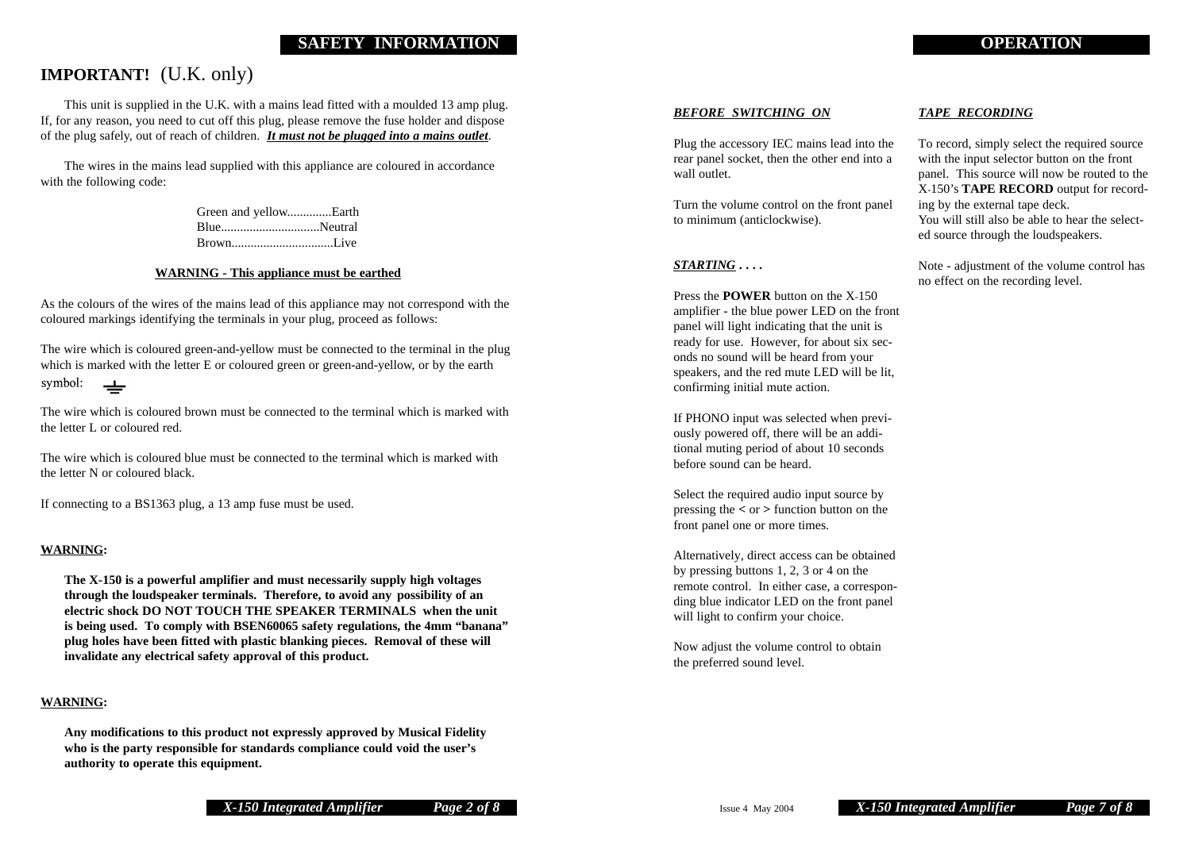# SAFETY INFORMATION

## IMPORTANT! (U.K. only)

This unit is supplied in the U.K. with a mains lead fitted with a moulded 13 amp plug. If, for any reason, you need to cut off this plug, please remove the fuse holder and dispose of the plug safely, out of reach of children. ***It must not be plugged into a mains outlet***.

The wires in the mains lead supplied with this appliance are coloured in accordance with the following code:

Green and yellow.............Earth
Blue...............................Neutral
Brown................................Live

**WARNING - This appliance must be earthed**

As the colours of the wires of the mains lead of this appliance may not correspond with the coloured markings identifying the terminals in your plug, proceed as follows:

The wire which is coloured green-and-yellow must be connected to the terminal in the plug which is marked with the letter E or coloured green or green-and-yellow, or by the earth symbol: ⏚

The wire which is coloured brown must be connected to the terminal which is marked with the letter L or coloured red.

The wire which is coloured blue must be connected to the terminal which is marked with the letter N or coloured black.

If connecting to a BS1363 plug, a 13 amp fuse must be used.

**WARNING:**

**The X-150 is a powerful amplifier and must necessarily supply high voltages through the loudspeaker terminals. Therefore, to avoid any possibility of an electric shock DO NOT TOUCH THE SPEAKER TERMINALS when the unit is being used. To comply with BSEN60065 safety regulations, the 4mm "banana" plug holes have been fitted with plastic blanking pieces. Removal of these will invalidate any electrical safety approval of this product.**

**WARNING:**

**Any modifications to this product not expressly approved by Musical Fidelity who is the party responsible for standards compliance could void the user's authority to operate this equipment.**

# OPERATION

### *BEFORE SWITCHING ON*

Plug the accessory IEC mains lead into the rear panel socket, then the other end into a wall outlet.

Turn the volume control on the front panel to minimum (anticlockwise).

### *STARTING . . . .*

Press the **POWER** button on the X-150 amplifier - the blue power LED on the front panel will light indicating that the unit is ready for use. However, for about six seconds no sound will be heard from your speakers, and the red mute LED will be lit, confirming initial mute action.

If PHONO input was selected when previously powered off, there will be an additional muting period of about 10 seconds before sound can be heard.

Select the required audio input source by pressing the **<** or **>** function button on the front panel one or more times.

Alternatively, direct access can be obtained by pressing buttons 1, 2, 3 or 4 on the remote control. In either case, a corresponding blue indicator LED on the front panel will light to confirm your choice.

Now adjust the volume control to obtain the preferred sound level.

### *TAPE RECORDING*

To record, simply select the required source with the input selector button on the front panel. This source will now be routed to the X-150's **TAPE RECORD** output for recording by the external tape deck.
You will still also be able to hear the selected source through the loudspeakers.

Note - adjustment of the volume control has no effect on the recording level.

Issue 4 May 2004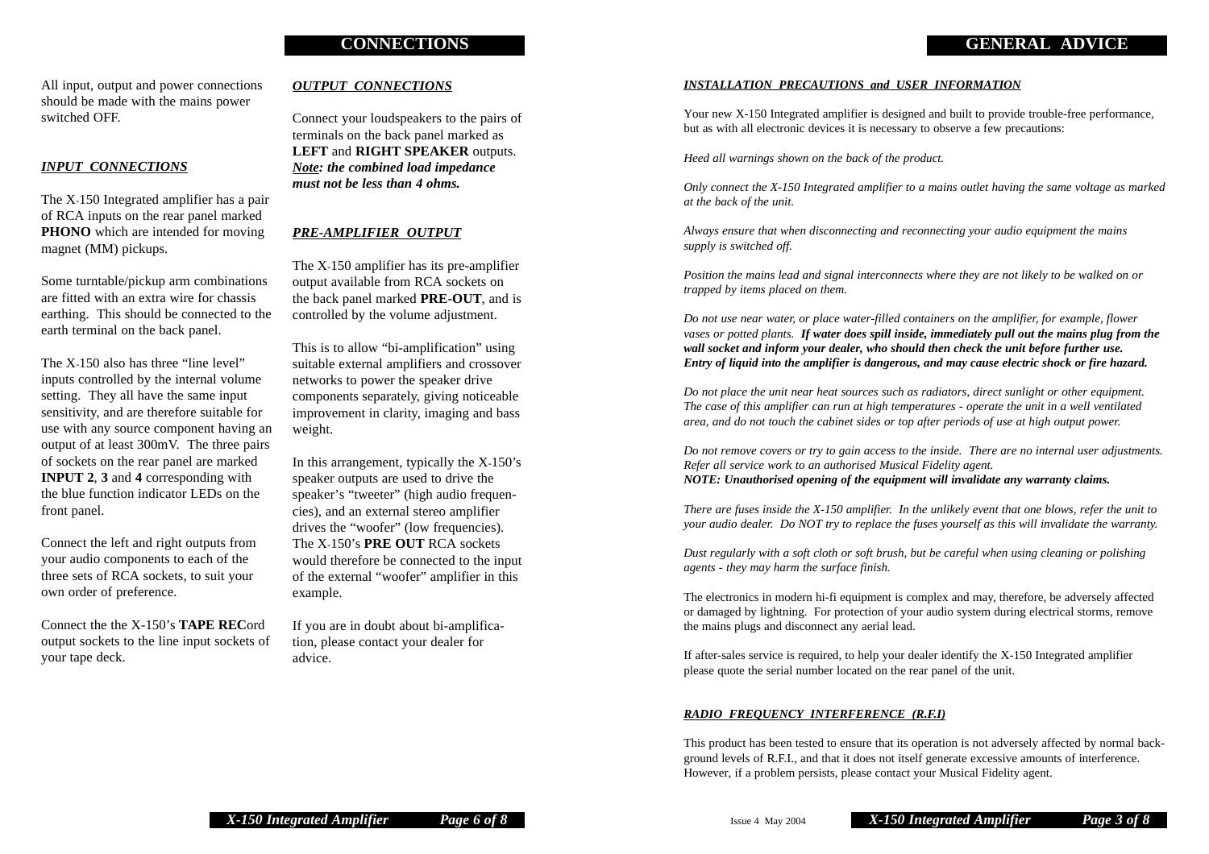## CONNECTIONS

All input, output and power connections should be made with the mains power switched OFF.

### *INPUT CONNECTIONS*

The X-150 Integrated amplifier has a pair of RCA inputs on the rear panel marked **PHONO** which are intended for moving magnet (MM) pickups.

Some turntable/pickup arm combinations are fitted with an extra wire for chassis earthing. This should be connected to the earth terminal on the back panel.

The X-150 also has three "line level" inputs controlled by the internal volume setting. They all have the same input sensitivity, and are therefore suitable for use with any source component having an output of at least 300mV. The three pairs of sockets on the rear panel are marked **INPUT 2**, **3** and **4** corresponding with the blue function indicator LEDs on the front panel.

Connect the left and right outputs from your audio components to each of the three sets of RCA sockets, to suit your own order of preference.

Connect the the X-150's **TAPE REC**ord output sockets to the line input sockets of your tape deck.

### *OUTPUT CONNECTIONS*

Connect your loudspeakers to the pairs of terminals on the back panel marked as **LEFT** and **RIGHT SPEAKER** outputs. ***Note: the combined load impedance must not be less than 4 ohms.***

### *PRE-AMPLIFIER OUTPUT*

The X-150 amplifier has its pre-amplifier output available from RCA sockets on the back panel marked **PRE-OUT**, and is controlled by the volume adjustment.

This is to allow "bi-amplification" using suitable external amplifiers and crossover networks to power the speaker drive components separately, giving noticeable improvement in clarity, imaging and bass weight.

In this arrangement, typically the X-150's speaker outputs are used to drive the speaker's "tweeter" (high audio frequencies), and an external stereo amplifier drives the "woofer" (low frequencies). The X-150's **PRE OUT** RCA sockets would therefore be connected to the input of the external "woofer" amplifier in this example.

If you are in doubt about bi-amplification, please contact your dealer for advice.

## GENERAL ADVICE

### *INSTALLATION PRECAUTIONS and USER INFORMATION*

Your new X-150 Integrated amplifier is designed and built to provide trouble-free performance, but as with all electronic devices it is necessary to observe a few precautions:

*Heed all warnings shown on the back of the product.*

*Only connect the X-150 Integrated amplifier to a mains outlet having the same voltage as marked at the back of the unit.*

*Always ensure that when disconnecting and reconnecting your audio equipment the mains supply is switched off.*

*Position the mains lead and signal interconnects where they are not likely to be walked on or trapped by items placed on them.*

*Do not use near water, or place water-filled containers on the amplifier, for example, flower vases or potted plants.* ***If water does spill inside, immediately pull out the mains plug from the wall socket and inform your dealer, who should then check the unit before further use. Entry of liquid into the amplifier is dangerous, and may cause electric shock or fire hazard.***

*Do not place the unit near heat sources such as radiators, direct sunlight or other equipment. The case of this amplifier can run at high temperatures - operate the unit in a well ventilated area, and do not touch the cabinet sides or top after periods of use at high output power.*

*Do not remove covers or try to gain access to the inside. There are no internal user adjustments. Refer all service work to an authorised Musical Fidelity agent.*
***NOTE: Unauthorised opening of the equipment will invalidate any warranty claims.***

*There are fuses inside the X-150 amplifier. In the unlikely event that one blows, refer the unit to your audio dealer. Do NOT try to replace the fuses yourself as this will invalidate the warranty.*

*Dust regularly with a soft cloth or soft brush, but be careful when using cleaning or polishing agents - they may harm the surface finish.*

The electronics in modern hi-fi equipment is complex and may, therefore, be adversely affected or damaged by lightning. For protection of your audio system during electrical storms, remove the mains plugs and disconnect any aerial lead.

If after-sales service is required, to help your dealer identify the X-150 Integrated amplifier please quote the serial number located on the rear panel of the unit.

### *RADIO FREQUENCY INTERFERENCE (R.F.I)*

This product has been tested to ensure that its operation is not adversely affected by normal background levels of R.F.I., and that it does not itself generate excessive amounts of interference. However, if a problem persists, please contact your Musical Fidelity agent.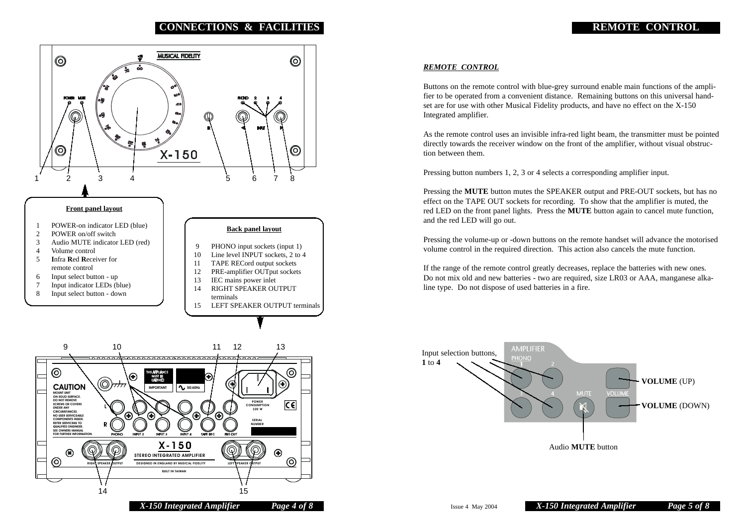# CONNECTIONS & FACILITIES

1 2 3 4 5 6 7 8

**Front panel layout**

1. POWER-on indicator LED (blue)
2. POWER on/off switch
3. Audio MUTE indicator LED (red)
4. Volume control
5. **I**nfra **R**ed **R**eceiver for remote control
6. Input select button - up
7. Input indicator LEDs (blue)
8. Input select button - down

**Back panel layout**

9. PHONO input sockets (input 1)
10. Line level INPUT sockets, 2 to 4
11. TAPE RECord output sockets
12. PRE-amplifier OUTput sockets
13. IEC mains power inlet
14. RIGHT SPEAKER OUTPUT terminals
15. LEFT SPEAKER OUTPUT terminals

9 10 11 12 13

14 15

# REMOTE CONTROL

## *REMOTE CONTROL*

Buttons on the remote control with blue-grey surround enable main functions of the amplifier to be operated from a convenient distance. Remaining buttons on this universal handset are for use with other Musical Fidelity products, and have no effect on the X-150 Integrated amplifier.

As the remote control uses an invisible infra-red light beam, the transmitter must be pointed directly towards the receiver window on the front of the amplifier, without visual obstruction between them.

Pressing button numbers 1, 2, 3 or 4 selects a corresponding amplifier input.

Pressing the **MUTE** button mutes the SPEAKER output and PRE-OUT sockets, but has no effect on the TAPE OUT sockets for recording. To show that the amplifier is muted, the red LED on the front panel lights. Press the **MUTE** button again to cancel mute function, and the red LED will go out.

Pressing the volume-up or -down buttons on the remote handset will advance the motorised volume control in the required direction. This action also cancels the mute function.

If the range of the remote control greatly decreases, replace the batteries with new ones. Do not mix old and new batteries - two are required, size LR03 or AAA, manganese alkaline type. Do not dispose of used batteries in a fire.

Input selection buttons, **1** to **4**

**VOLUME** (UP)

**VOLUME** (DOWN)

Audio **MUTE** button

Issue 4 May 2004